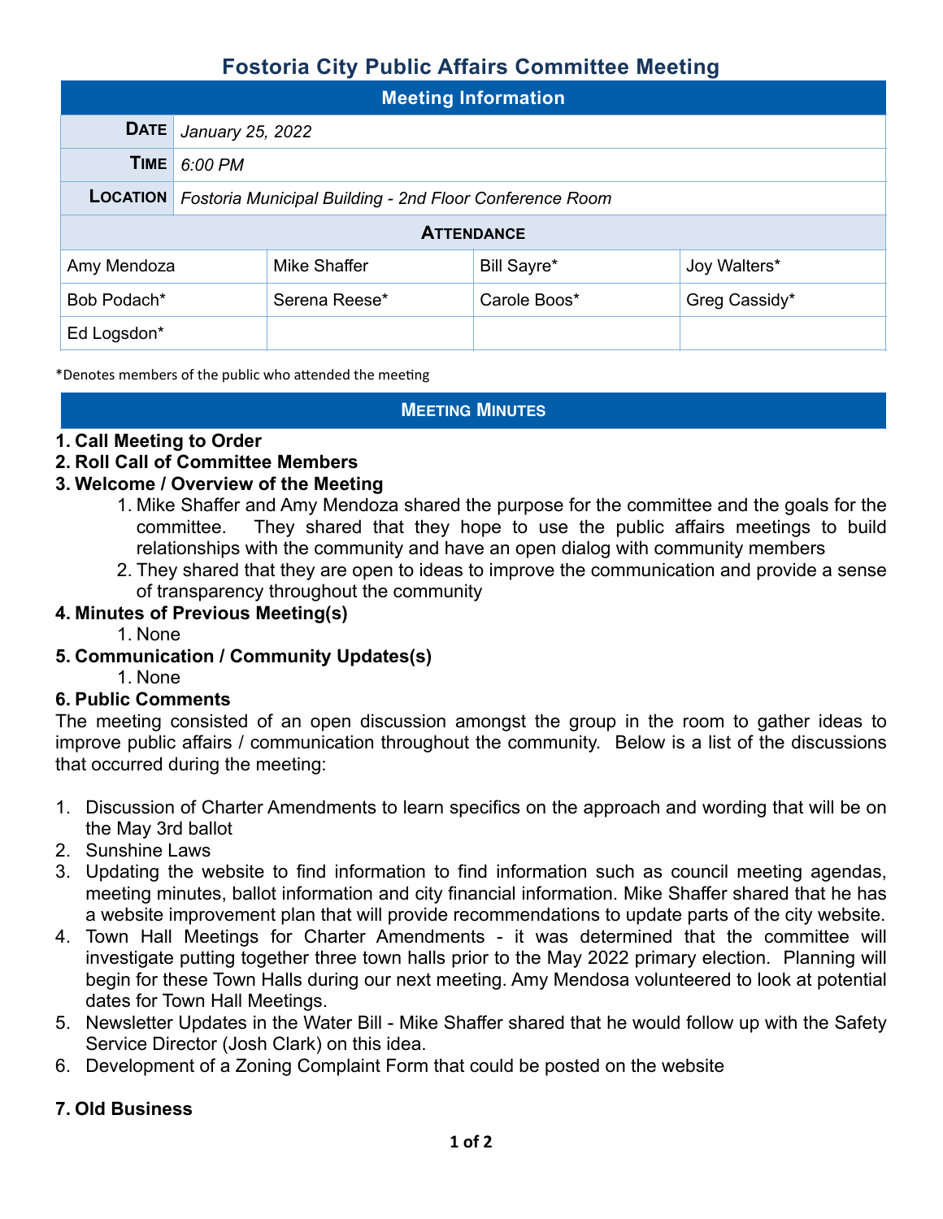# Fostoria City Public Affairs Committee Meeting

| Meeting Information | |
|---|---|
| **Date** | *January 25, 2022* |
| **Time** | *6:00 PM* |
| **Location** | *Fostoria Municipal Building - 2nd Floor Conference Room* |

| Attendance | | | |
|---|---|---|---|
| Amy Mendoza | Mike Shaffer | Bill Sayre* | Joy Walters* |
| Bob Podach* | Serena Reese* | Carole Boos* | Greg Cassidy* |
| Ed Logsdon* | | | |

*Denotes members of the public who attended the meeting

## Meeting Minutes

**1. Call Meeting to Order**

**2. Roll Call of Committee Members**

**3. Welcome / Overview of the Meeting**

1. Mike Shaffer and Amy Mendoza shared the purpose for the committee and the goals for the committee. They shared that they hope to use the public affairs meetings to build relationships with the community and have an open dialog with community members
2. They shared that they are open to ideas to improve the communication and provide a sense of transparency throughout the community

**4. Minutes of Previous Meeting(s)**

1. None

**5. Communication / Community Updates(s)**

1. None

**6. Public Comments**

The meeting consisted of an open discussion amongst the group in the room to gather ideas to improve public affairs / communication throughout the community. Below is a list of the discussions that occurred during the meeting:

1. Discussion of Charter Amendments to learn specifics on the approach and wording that will be on the May 3rd ballot
2. Sunshine Laws
3. Updating the website to find information to find information such as council meeting agendas, meeting minutes, ballot information and city financial information. Mike Shaffer shared that he has a website improvement plan that will provide recommendations to update parts of the city website.
4. Town Hall Meetings for Charter Amendments - it was determined that the committee will investigate putting together three town halls prior to the May 2022 primary election. Planning will begin for these Town Halls during our next meeting. Amy Mendosa volunteered to look at potential dates for Town Hall Meetings.
5. Newsletter Updates in the Water Bill - Mike Shaffer shared that he would follow up with the Safety Service Director (Josh Clark) on this idea.
6. Development of a Zoning Complaint Form that could be posted on the website

**7. Old Business**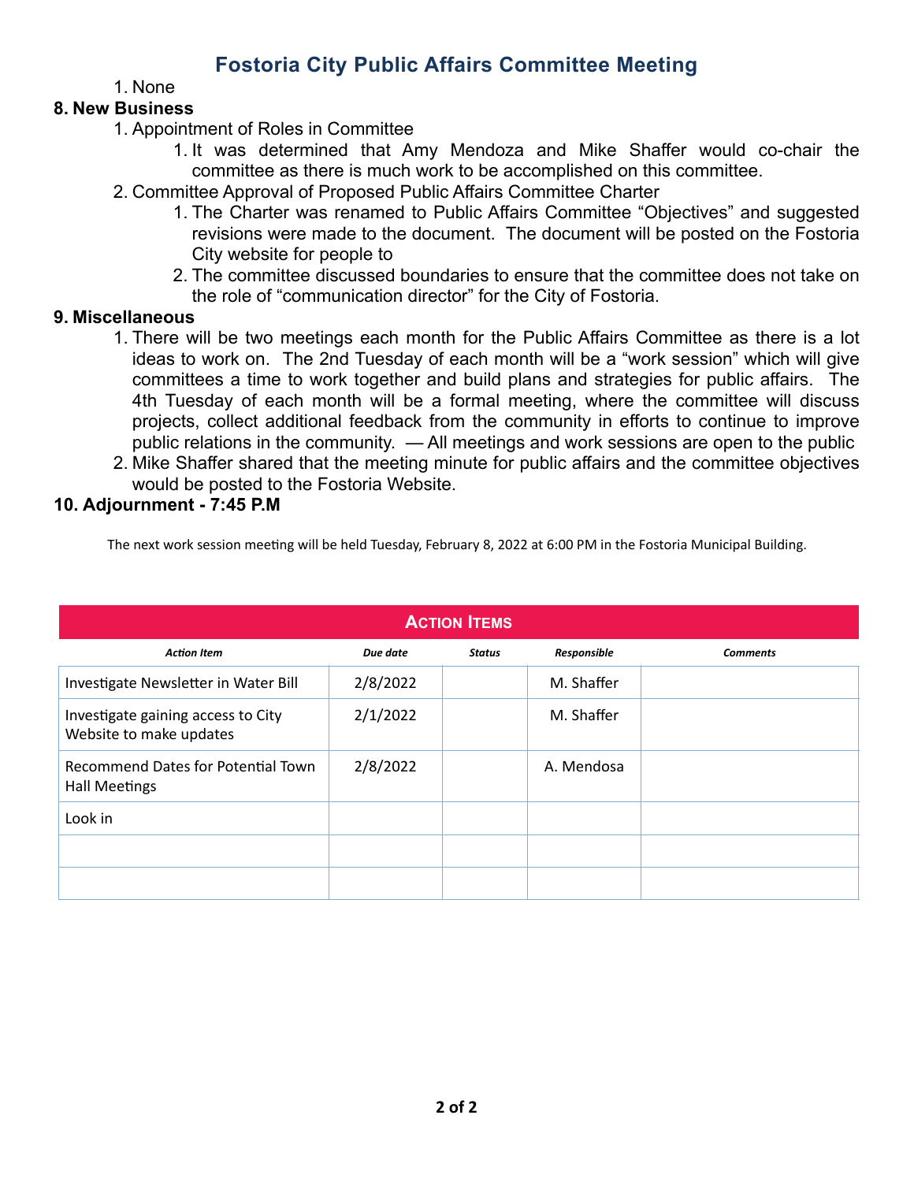# Fostoria City Public Affairs Committee Meeting

1. None

**8. New Business**

1. Appointment of Roles in Committee
    1. It was determined that Amy Mendoza and Mike Shaffer would co-chair the committee as there is much work to be accomplished on this committee.
2. Committee Approval of Proposed Public Affairs Committee Charter
    1. The Charter was renamed to Public Affairs Committee "Objectives" and suggested revisions were made to the document. The document will be posted on the Fostoria City website for people to
    2. The committee discussed boundaries to ensure that the committee does not take on the role of "communication director" for the City of Fostoria.

**9. Miscellaneous**

1. There will be two meetings each month for the Public Affairs Committee as there is a lot ideas to work on. The 2nd Tuesday of each month will be a "work session" which will give committees a time to work together and build plans and strategies for public affairs. The 4th Tuesday of each month will be a formal meeting, where the committee will discuss projects, collect additional feedback from the community in efforts to continue to improve public relations in the community. — All meetings and work sessions are open to the public
2. Mike Shaffer shared that the meeting minute for public affairs and the committee objectives would be posted to the Fostoria Website.

**10. Adjournment - 7:45 P.M**

The next work session meeting will be held Tuesday, February 8, 2022 at 6:00 PM in the Fostoria Municipal Building.

**ACTION ITEMS**

| *Action Item* | *Due date* | *Status* | *Responsible* | *Comments* |
|---|---|---|---|---|
| Investigate Newsletter in Water Bill | 2/8/2022 | | M. Shaffer | |
| Investigate gaining access to City Website to make updates | 2/1/2022 | | M. Shaffer | |
| Recommend Dates for Potential Town Hall Meetings | 2/8/2022 | | A. Mendosa | |
| Look in | | | | |
| | | | | |
| | | | | |